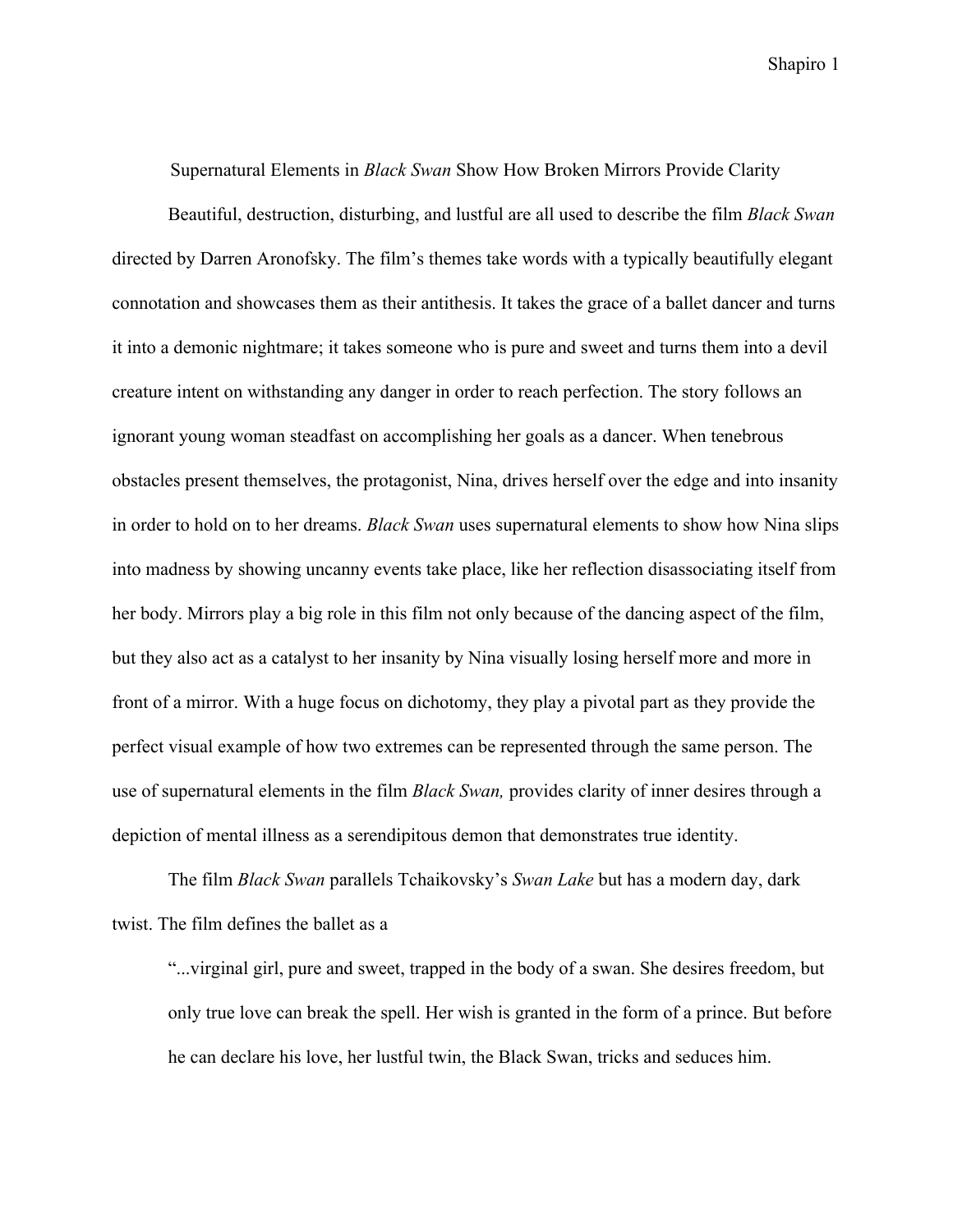# Supernatural Elements in *Black Swan* Show How Broken Mirrors Provide Clarity

Beautiful, destruction, disturbing, and lustful are all used to describe the film *Black Swan* directed by Darren Aronofsky. The film's themes take words with a typically beautifully elegant connotation and showcases them as their antithesis. It takes the grace of a ballet dancer and turns it into a demonic nightmare; it takes someone who is pure and sweet and turns them into a devil creature intent on withstanding any danger in order to reach perfection. The story follows an ignorant young woman steadfast on accomplishing her goals as a dancer. When tenebrous obstacles present themselves, the protagonist, Nina, drives herself over the edge and into insanity in order to hold on to her dreams. *Black Swan* uses supernatural elements to show how Nina slips into madness by showing uncanny events take place, like her reflection disassociating itself from her body. Mirrors play a big role in this film not only because of the dancing aspect of the film, but they also act as a catalyst to her insanity by Nina visually losing herself more and more in front of a mirror. With a huge focus on dichotomy, they play a pivotal part as they provide the perfect visual example of how two extremes can be represented through the same person. The use of supernatural elements in the film *Black Swan,* provides clarity of inner desires through a depiction of mental illness as a serendipitous demon that demonstrates true identity.

The film *Black Swan* parallels Tchaikovsky's *Swan Lake* but has a modern day, dark twist. The film defines the ballet as a

> "...virginal girl, pure and sweet, trapped in the body of a swan. She desires freedom, but only true love can break the spell. Her wish is granted in the form of a prince. But before he can declare his love, her lustful twin, the Black Swan, tricks and seduces him.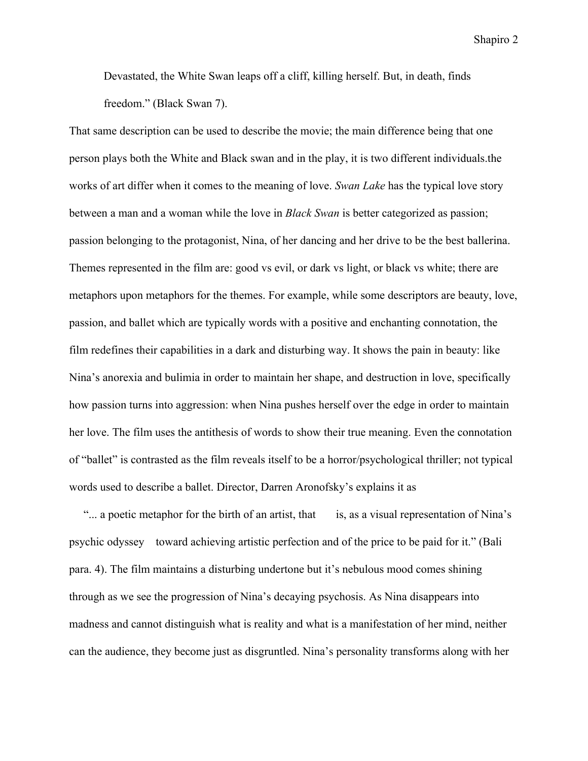> Devastated, the White Swan leaps off a cliff, killing herself. But, in death, finds freedom." (Black Swan 7).

That same description can be used to describe the movie; the main difference being that one person plays both the White and Black swan and in the play, it is two different individuals.the works of art differ when it comes to the meaning of love. *Swan Lake* has the typical love story between a man and a woman while the love in *Black Swan* is better categorized as passion; passion belonging to the protagonist, Nina, of her dancing and her drive to be the best ballerina. Themes represented in the film are: good vs evil, or dark vs light, or black vs white; there are metaphors upon metaphors for the themes. For example, while some descriptors are beauty, love, passion, and ballet which are typically words with a positive and enchanting connotation, the film redefines their capabilities in a dark and disturbing way. It shows the pain in beauty: like Nina's anorexia and bulimia in order to maintain her shape, and destruction in love, specifically how passion turns into aggression: when Nina pushes herself over the edge in order to maintain her love. The film uses the antithesis of words to show their true meaning. Even the connotation of "ballet" is contrasted as the film reveals itself to be a horror/psychological thriller; not typical words used to describe a ballet. Director, Darren Aronofsky's explains it as

"... a poetic metaphor for the birth of an artist, that is, as a visual representation of Nina's psychic odyssey toward achieving artistic perfection and of the price to be paid for it." (Bali para. 4). The film maintains a disturbing undertone but it's nebulous mood comes shining through as we see the progression of Nina's decaying psychosis. As Nina disappears into madness and cannot distinguish what is reality and what is a manifestation of her mind, neither can the audience, they become just as disgruntled. Nina's personality transforms along with her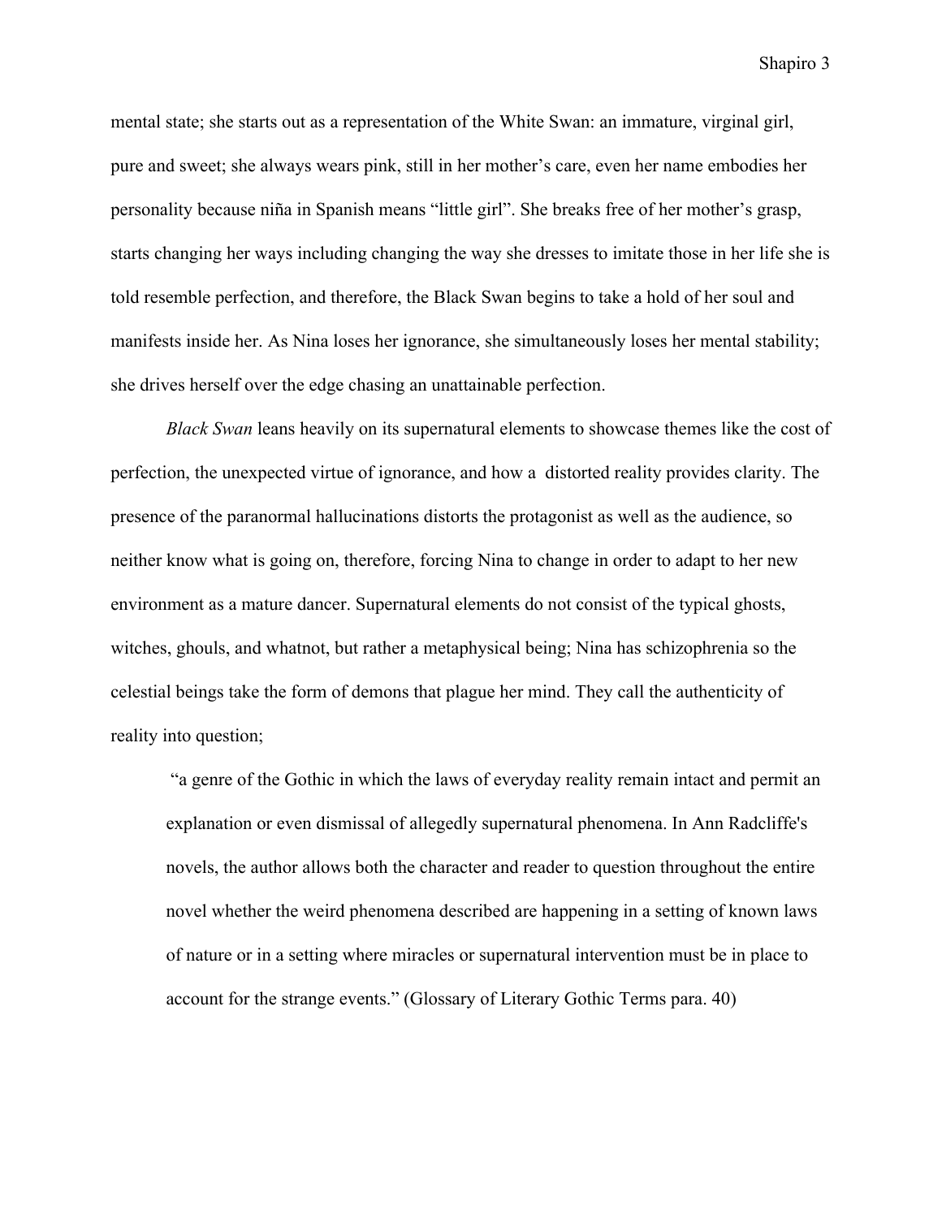mental state; she starts out as a representation of the White Swan: an immature, virginal girl, pure and sweet; she always wears pink, still in her mother's care, even her name embodies her personality because niña in Spanish means "little girl". She breaks free of her mother's grasp, starts changing her ways including changing the way she dresses to imitate those in her life she is told resemble perfection, and therefore, the Black Swan begins to take a hold of her soul and manifests inside her. As Nina loses her ignorance, she simultaneously loses her mental stability; she drives herself over the edge chasing an unattainable perfection.

*Black Swan* leans heavily on its supernatural elements to showcase themes like the cost of perfection, the unexpected virtue of ignorance, and how a distorted reality provides clarity. The presence of the paranormal hallucinations distorts the protagonist as well as the audience, so neither know what is going on, therefore, forcing Nina to change in order to adapt to her new environment as a mature dancer. Supernatural elements do not consist of the typical ghosts, witches, ghouls, and whatnot, but rather a metaphysical being; Nina has schizophrenia so the celestial beings take the form of demons that plague her mind. They call the authenticity of reality into question;

> "a genre of the Gothic in which the laws of everyday reality remain intact and permit an explanation or even dismissal of allegedly supernatural phenomena. In Ann Radcliffe's novels, the author allows both the character and reader to question throughout the entire novel whether the weird phenomena described are happening in a setting of known laws of nature or in a setting where miracles or supernatural intervention must be in place to account for the strange events." (Glossary of Literary Gothic Terms para. 40)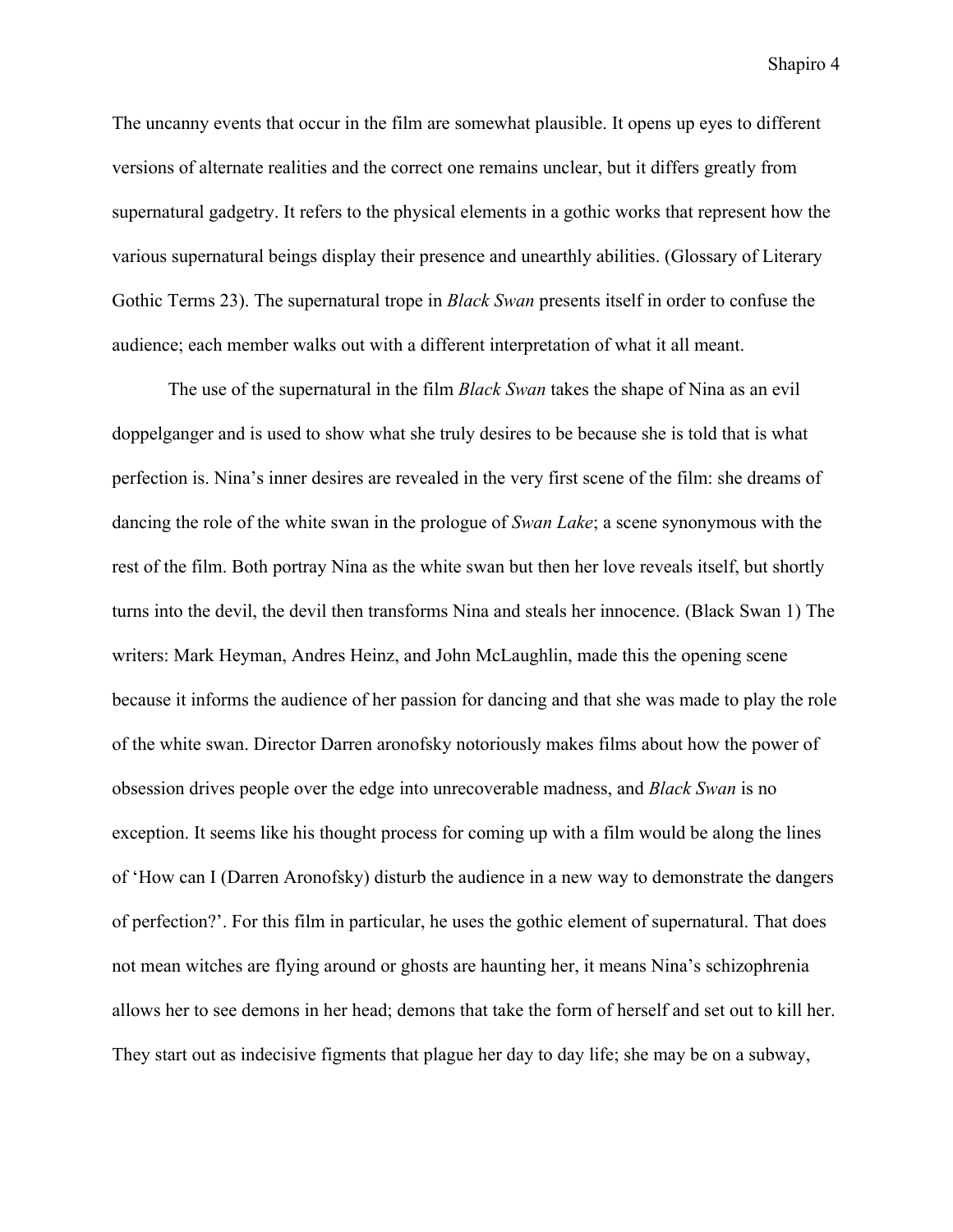The uncanny events that occur in the film are somewhat plausible. It opens up eyes to different versions of alternate realities and the correct one remains unclear, but it differs greatly from supernatural gadgetry. It refers to the physical elements in a gothic works that represent how the various supernatural beings display their presence and unearthly abilities. (Glossary of Literary Gothic Terms 23). The supernatural trope in *Black Swan* presents itself in order to confuse the audience; each member walks out with a different interpretation of what it all meant.

The use of the supernatural in the film *Black Swan* takes the shape of Nina as an evil doppelganger and is used to show what she truly desires to be because she is told that is what perfection is. Nina's inner desires are revealed in the very first scene of the film: she dreams of dancing the role of the white swan in the prologue of *Swan Lake*; a scene synonymous with the rest of the film. Both portray Nina as the white swan but then her love reveals itself, but shortly turns into the devil, the devil then transforms Nina and steals her innocence. (Black Swan 1) The writers: Mark Heyman, Andres Heinz, and John McLaughlin, made this the opening scene because it informs the audience of her passion for dancing and that she was made to play the role of the white swan. Director Darren aronofsky notoriously makes films about how the power of obsession drives people over the edge into unrecoverable madness, and *Black Swan* is no exception. It seems like his thought process for coming up with a film would be along the lines of 'How can I (Darren Aronofsky) disturb the audience in a new way to demonstrate the dangers of perfection?'. For this film in particular, he uses the gothic element of supernatural. That does not mean witches are flying around or ghosts are haunting her, it means Nina's schizophrenia allows her to see demons in her head; demons that take the form of herself and set out to kill her. They start out as indecisive figments that plague her day to day life; she may be on a subway,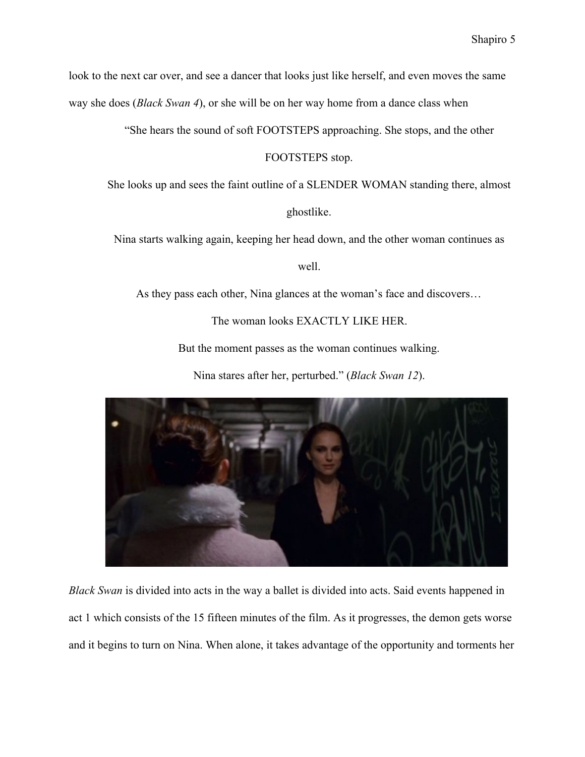look to the next car over, and see a dancer that looks just like herself, and even moves the same way she does (*Black Swan 4*), or she will be on her way home from a dance class when

> "She hears the sound of soft FOOTSTEPS approaching. She stops, and the other FOOTSTEPS stop.
>
> She looks up and sees the faint outline of a SLENDER WOMAN standing there, almost ghostlike.
>
> Nina starts walking again, keeping her head down, and the other woman continues as well.
>
> As they pass each other, Nina glances at the woman's face and discovers…
>
> The woman looks EXACTLY LIKE HER.
>
> But the moment passes as the woman continues walking.
>
> Nina stares after her, perturbed." (*Black Swan 12*).

*Black Swan* is divided into acts in the way a ballet is divided into acts. Said events happened in act 1 which consists of the 15 fifteen minutes of the film. As it progresses, the demon gets worse and it begins to turn on Nina. When alone, it takes advantage of the opportunity and torments her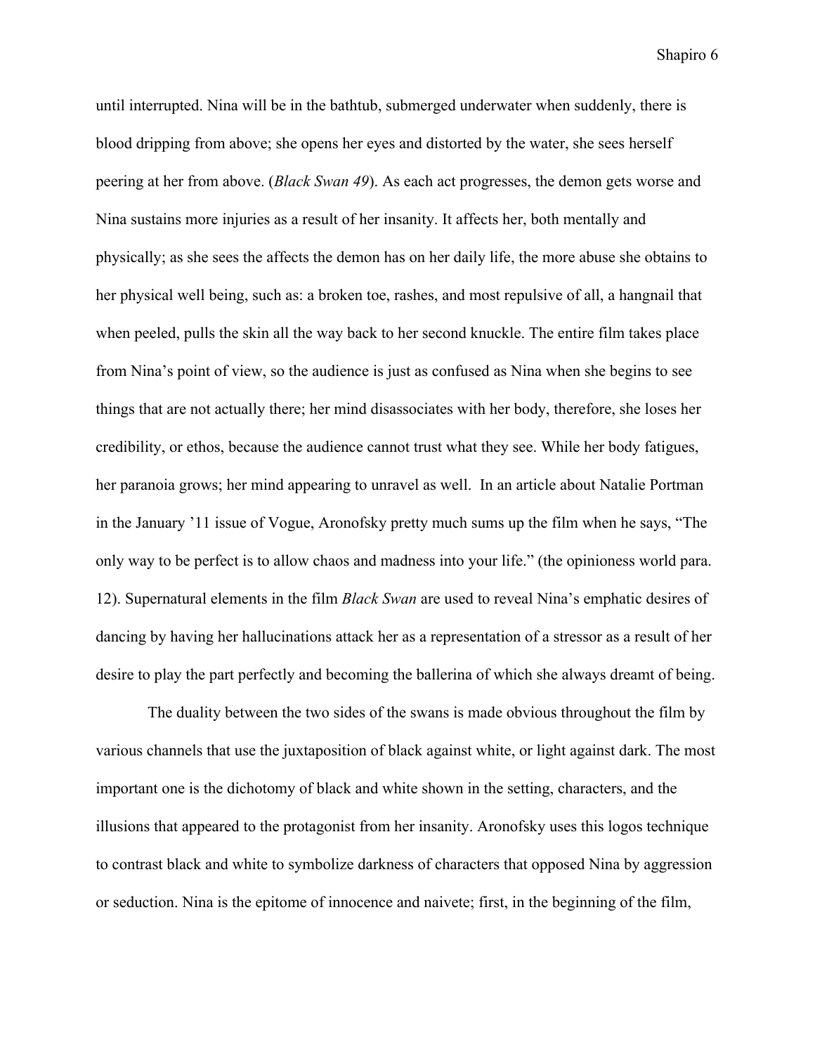until interrupted. Nina will be in the bathtub, submerged underwater when suddenly, there is blood dripping from above; she opens her eyes and distorted by the water, she sees herself peering at her from above. (*Black Swan 49*). As each act progresses, the demon gets worse and Nina sustains more injuries as a result of her insanity. It affects her, both mentally and physically; as she sees the affects the demon has on her daily life, the more abuse she obtains to her physical well being, such as: a broken toe, rashes, and most repulsive of all, a hangnail that when peeled, pulls the skin all the way back to her second knuckle. The entire film takes place from Nina's point of view, so the audience is just as confused as Nina when she begins to see things that are not actually there; her mind disassociates with her body, therefore, she loses her credibility, or ethos, because the audience cannot trust what they see. While her body fatigues, her paranoia grows; her mind appearing to unravel as well. In an article about Natalie Portman in the January '11 issue of Vogue, Aronofsky pretty much sums up the film when he says, "The only way to be perfect is to allow chaos and madness into your life." (the opinioness world para. 12). Supernatural elements in the film *Black Swan* are used to reveal Nina's emphatic desires of dancing by having her hallucinations attack her as a representation of a stressor as a result of her desire to play the part perfectly and becoming the ballerina of which she always dreamt of being.

The duality between the two sides of the swans is made obvious throughout the film by various channels that use the juxtaposition of black against white, or light against dark. The most important one is the dichotomy of black and white shown in the setting, characters, and the illusions that appeared to the protagonist from her insanity. Aronofsky uses this logos technique to contrast black and white to symbolize darkness of characters that opposed Nina by aggression or seduction. Nina is the epitome of innocence and naivete; first, in the beginning of the film,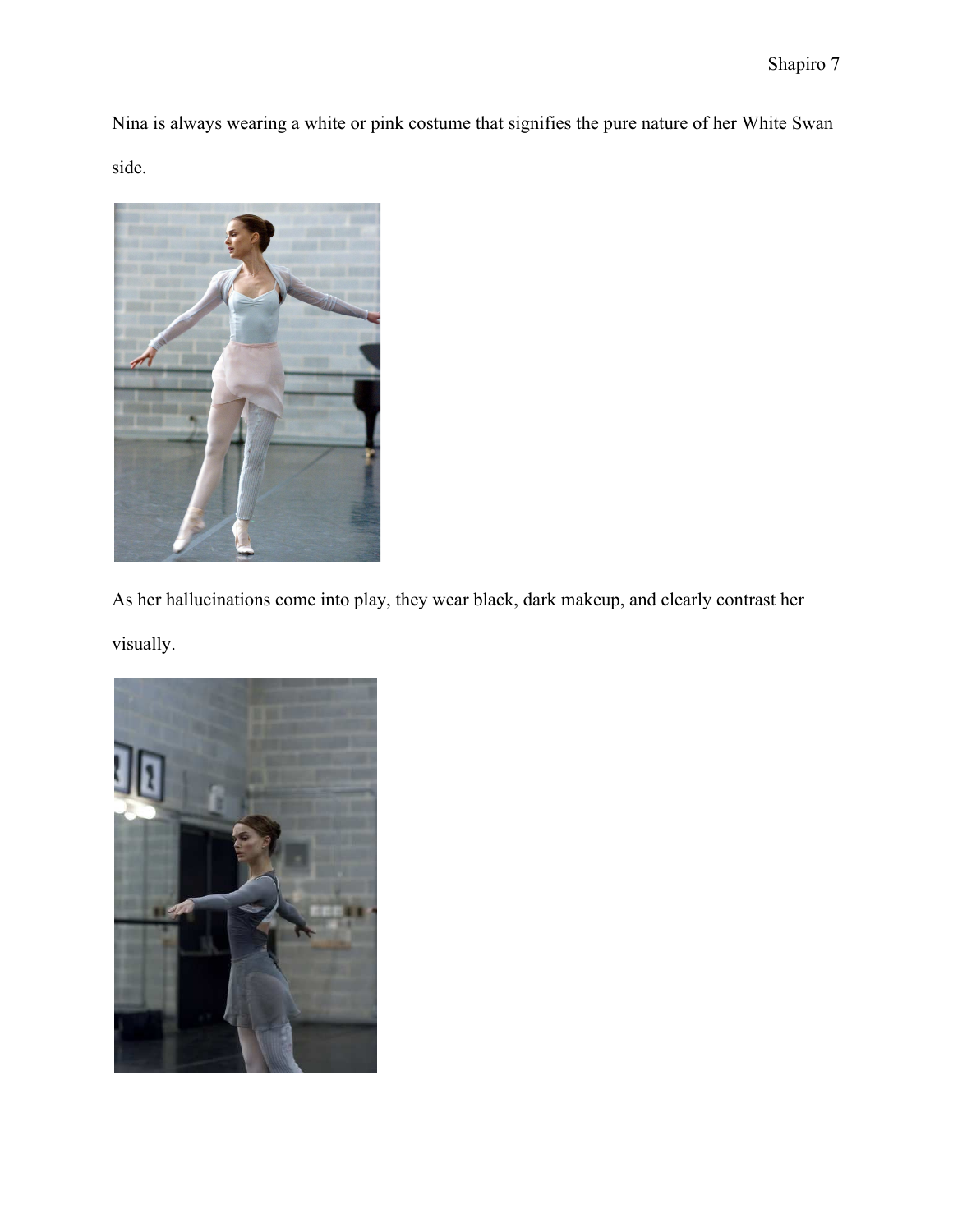Nina is always wearing a white or pink costume that signifies the pure nature of her White Swan side.

As her hallucinations come into play, they wear black, dark makeup, and clearly contrast her visually.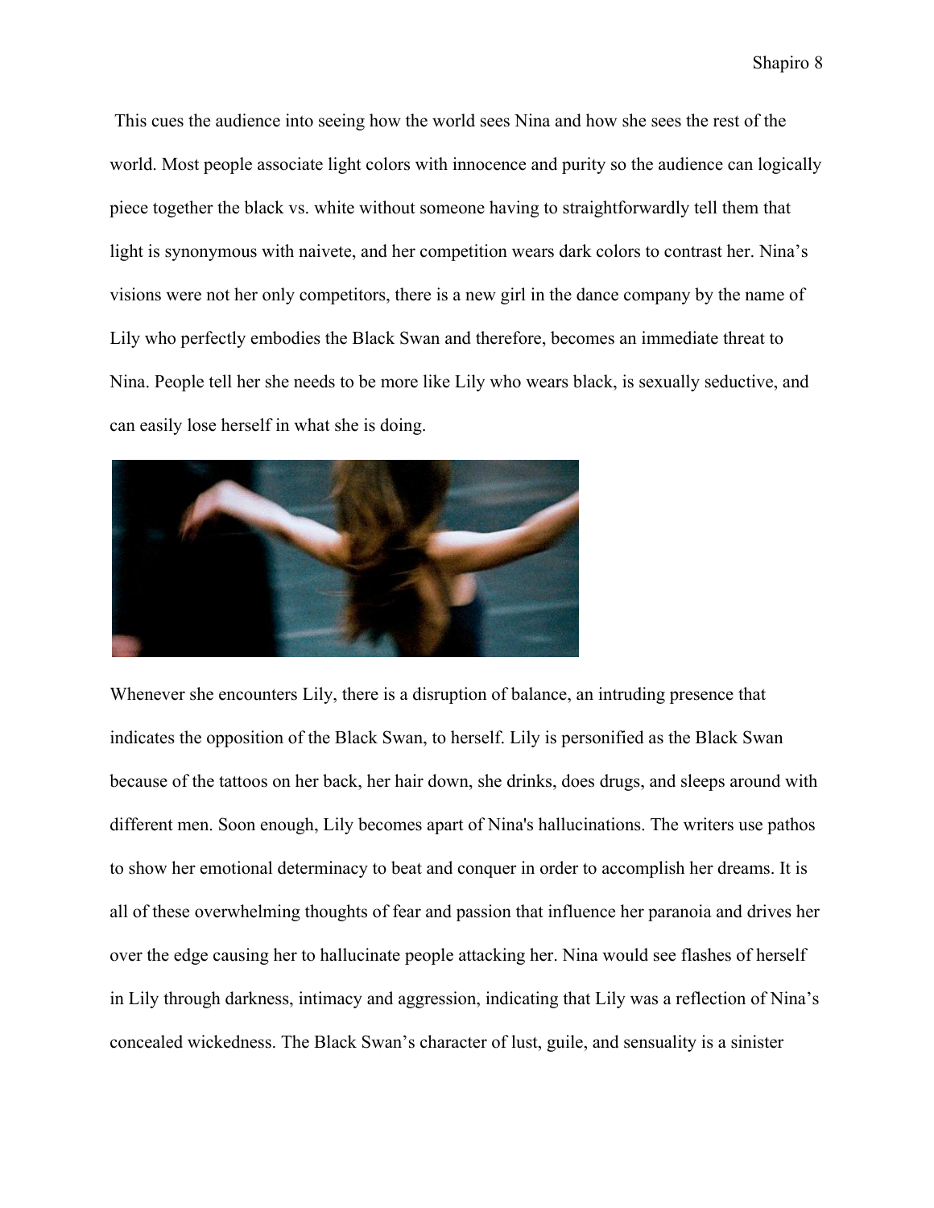This cues the audience into seeing how the world sees Nina and how she sees the rest of the world. Most people associate light colors with innocence and purity so the audience can logically piece together the black vs. white without someone having to straightforwardly tell them that light is synonymous with naivete, and her competition wears dark colors to contrast her. Nina's visions were not her only competitors, there is a new girl in the dance company by the name of Lily who perfectly embodies the Black Swan and therefore, becomes an immediate threat to Nina. People tell her she needs to be more like Lily who wears black, is sexually seductive, and can easily lose herself in what she is doing.

Whenever she encounters Lily, there is a disruption of balance, an intruding presence that indicates the opposition of the Black Swan, to herself. Lily is personified as the Black Swan because of the tattoos on her back, her hair down, she drinks, does drugs, and sleeps around with different men. Soon enough, Lily becomes apart of Nina's hallucinations. The writers use pathos to show her emotional determinacy to beat and conquer in order to accomplish her dreams. It is all of these overwhelming thoughts of fear and passion that influence her paranoia and drives her over the edge causing her to hallucinate people attacking her. Nina would see flashes of herself in Lily through darkness, intimacy and aggression, indicating that Lily was a reflection of Nina's concealed wickedness. The Black Swan's character of lust, guile, and sensuality is a sinister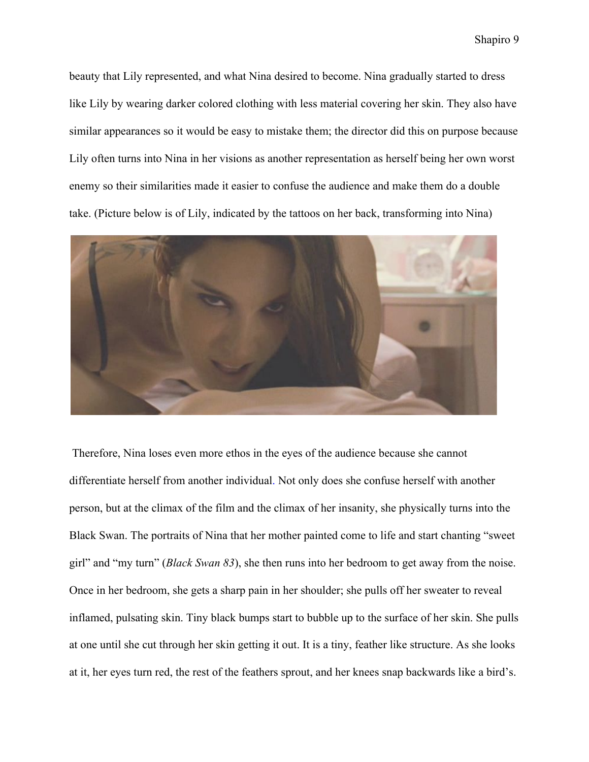beauty that Lily represented, and what Nina desired to become. Nina gradually started to dress like Lily by wearing darker colored clothing with less material covering her skin. They also have similar appearances so it would be easy to mistake them; the director did this on purpose because Lily often turns into Nina in her visions as another representation as herself being her own worst enemy so their similarities made it easier to confuse the audience and make them do a double take. (Picture below is of Lily, indicated by the tattoos on her back, transforming into Nina)

Therefore, Nina loses even more ethos in the eyes of the audience because she cannot differentiate herself from another individual. Not only does she confuse herself with another person, but at the climax of the film and the climax of her insanity, she physically turns into the Black Swan. The portraits of Nina that her mother painted come to life and start chanting “sweet girl” and “my turn” (*Black Swan 83*), she then runs into her bedroom to get away from the noise. Once in her bedroom, she gets a sharp pain in her shoulder; she pulls off her sweater to reveal inflamed, pulsating skin. Tiny black bumps start to bubble up to the surface of her skin. She pulls at one until she cut through her skin getting it out. It is a tiny, feather like structure. As she looks at it, her eyes turn red, the rest of the feathers sprout, and her knees snap backwards like a bird’s.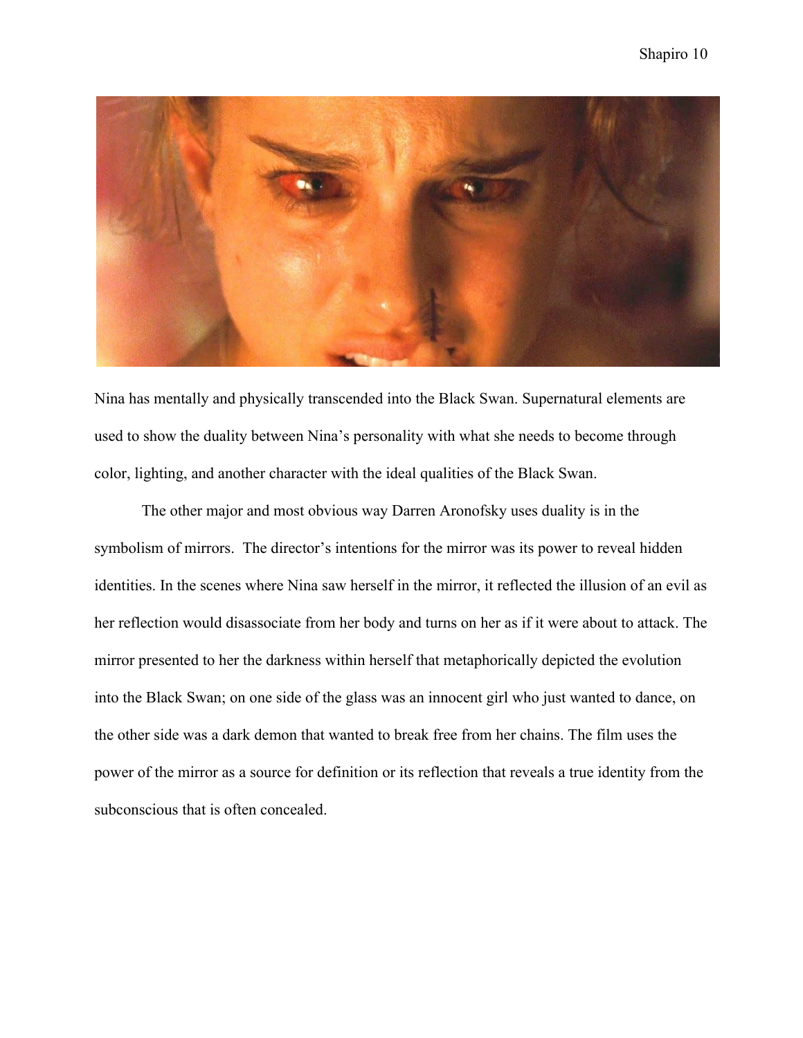Nina has mentally and physically transcended into the Black Swan. Supernatural elements are used to show the duality between Nina's personality with what she needs to become through color, lighting, and another character with the ideal qualities of the Black Swan.

The other major and most obvious way Darren Aronofsky uses duality is in the symbolism of mirrors. The director's intentions for the mirror was its power to reveal hidden identities. In the scenes where Nina saw herself in the mirror, it reflected the illusion of an evil as her reflection would disassociate from her body and turns on her as if it were about to attack. The mirror presented to her the darkness within herself that metaphorically depicted the evolution into the Black Swan; on one side of the glass was an innocent girl who just wanted to dance, on the other side was a dark demon that wanted to break free from her chains. The film uses the power of the mirror as a source for definition or its reflection that reveals a true identity from the subconscious that is often concealed.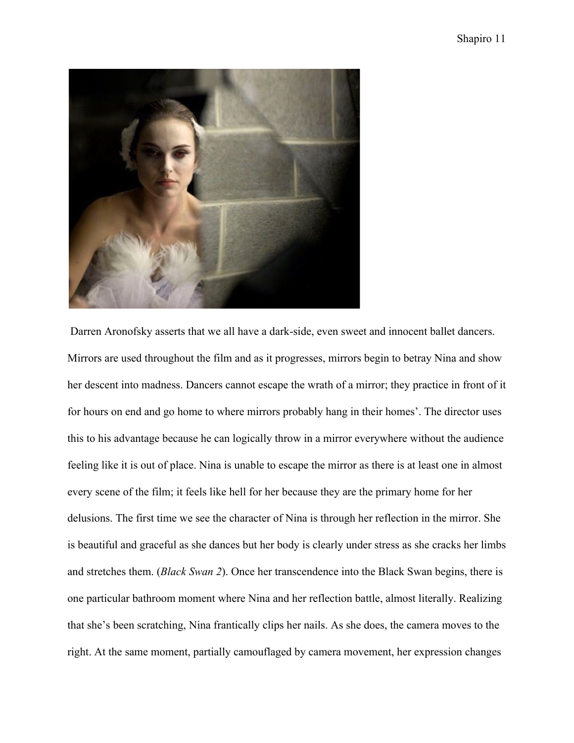Darren Aronofsky asserts that we all have a dark-side, even sweet and innocent ballet dancers. Mirrors are used throughout the film and as it progresses, mirrors begin to betray Nina and show her descent into madness. Dancers cannot escape the wrath of a mirror; they practice in front of it for hours on end and go home to where mirrors probably hang in their homes'. The director uses this to his advantage because he can logically throw in a mirror everywhere without the audience feeling like it is out of place. Nina is unable to escape the mirror as there is at least one in almost every scene of the film; it feels like hell for her because they are the primary home for her delusions. The first time we see the character of Nina is through her reflection in the mirror. She is beautiful and graceful as she dances but her body is clearly under stress as she cracks her limbs and stretches them. (*Black Swan 2*). Once her transcendence into the Black Swan begins, there is one particular bathroom moment where Nina and her reflection battle, almost literally. Realizing that she's been scratching, Nina frantically clips her nails. As she does, the camera moves to the right. At the same moment, partially camouflaged by camera movement, her expression changes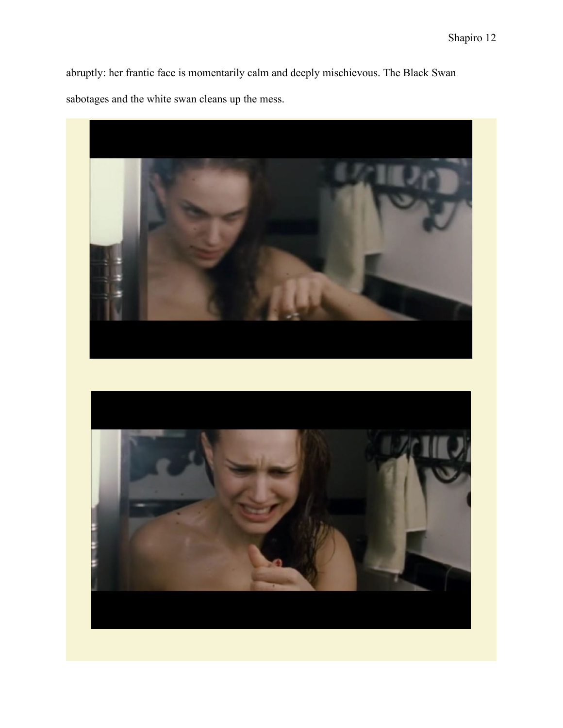abruptly: her frantic face is momentarily calm and deeply mischievous. The Black Swan sabotages and the white swan cleans up the mess.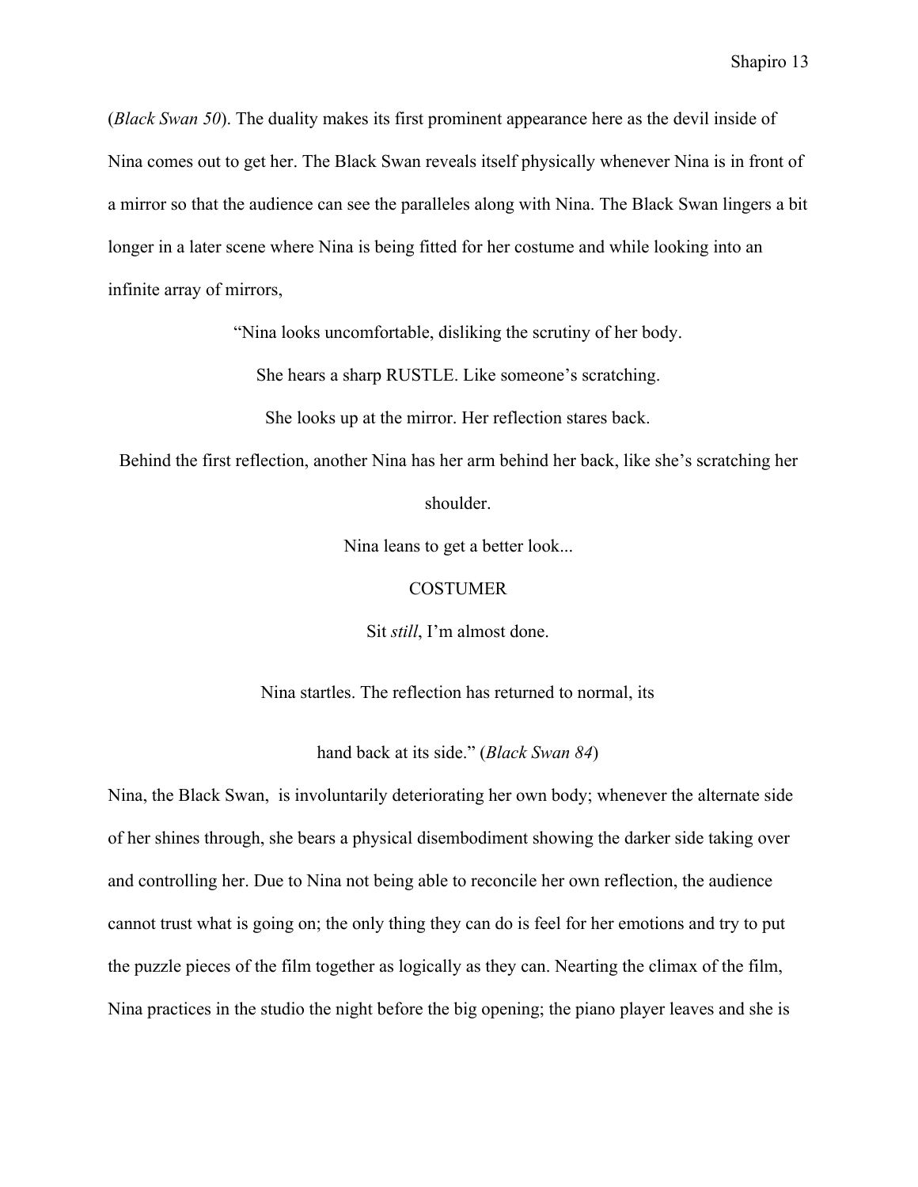(*Black Swan 50*). The duality makes its first prominent appearance here as the devil inside of Nina comes out to get her. The Black Swan reveals itself physically whenever Nina is in front of a mirror so that the audience can see the paralleles along with Nina. The Black Swan lingers a bit longer in a later scene where Nina is being fitted for her costume and while looking into an infinite array of mirrors,

> "Nina looks uncomfortable, disliking the scrutiny of her body.
>
> She hears a sharp RUSTLE. Like someone's scratching.
>
> She looks up at the mirror. Her reflection stares back.
>
> Behind the first reflection, another Nina has her arm behind her back, like she's scratching her shoulder.
>
> Nina leans to get a better look...
>
> COSTUMER
>
> Sit *still*, I'm almost done.
>
> Nina startles. The reflection has returned to normal, its
>
> hand back at its side." (*Black Swan 84*)

Nina, the Black Swan, is involuntarily deteriorating her own body; whenever the alternate side of her shines through, she bears a physical disembodiment showing the darker side taking over and controlling her. Due to Nina not being able to reconcile her own reflection, the audience cannot trust what is going on; the only thing they can do is feel for her emotions and try to put the puzzle pieces of the film together as logically as they can. Nearting the climax of the film, Nina practices in the studio the night before the big opening; the piano player leaves and she is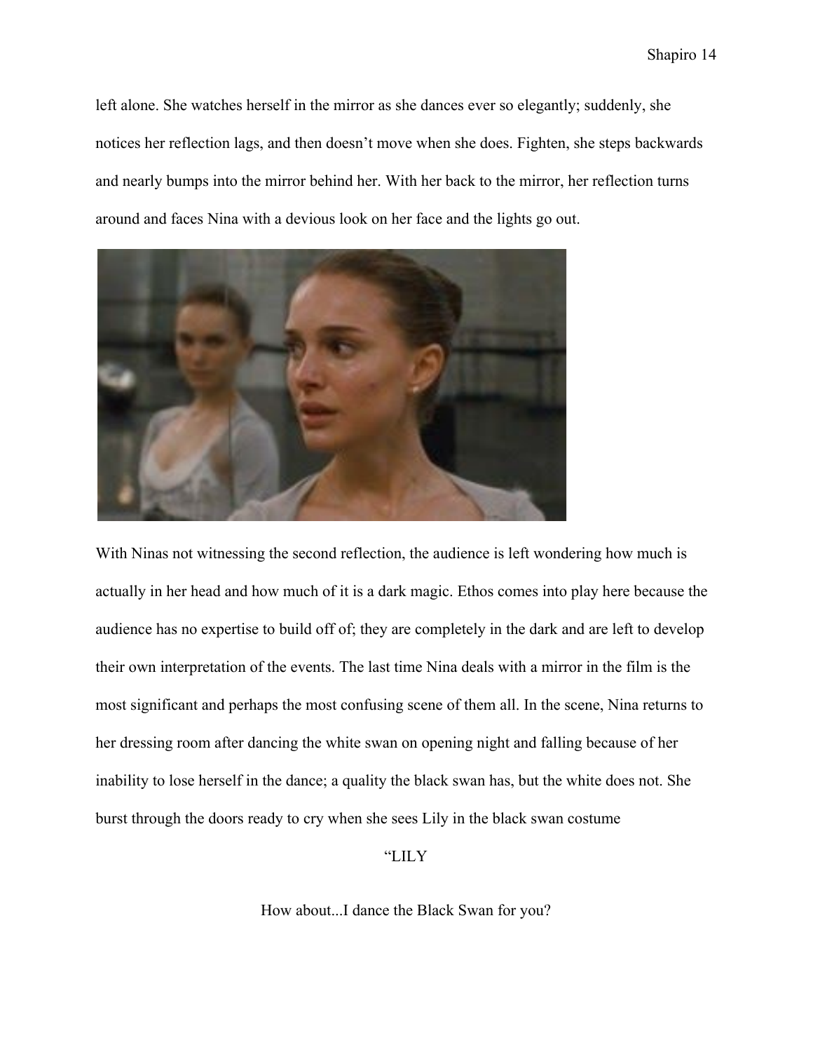left alone. She watches herself in the mirror as she dances ever so elegantly; suddenly, she notices her reflection lags, and then doesn't move when she does. Fighten, she steps backwards and nearly bumps into the mirror behind her. With her back to the mirror, her reflection turns around and faces Nina with a devious look on her face and the lights go out.

With Ninas not witnessing the second reflection, the audience is left wondering how much is actually in her head and how much of it is a dark magic. Ethos comes into play here because the audience has no expertise to build off of; they are completely in the dark and are left to develop their own interpretation of the events. The last time Nina deals with a mirror in the film is the most significant and perhaps the most confusing scene of them all. In the scene, Nina returns to her dressing room after dancing the white swan on opening night and falling because of her inability to lose herself in the dance; a quality the black swan has, but the white does not. She burst through the doors ready to cry when she sees Lily in the black swan costume

"LILY

How about...I dance the Black Swan for you?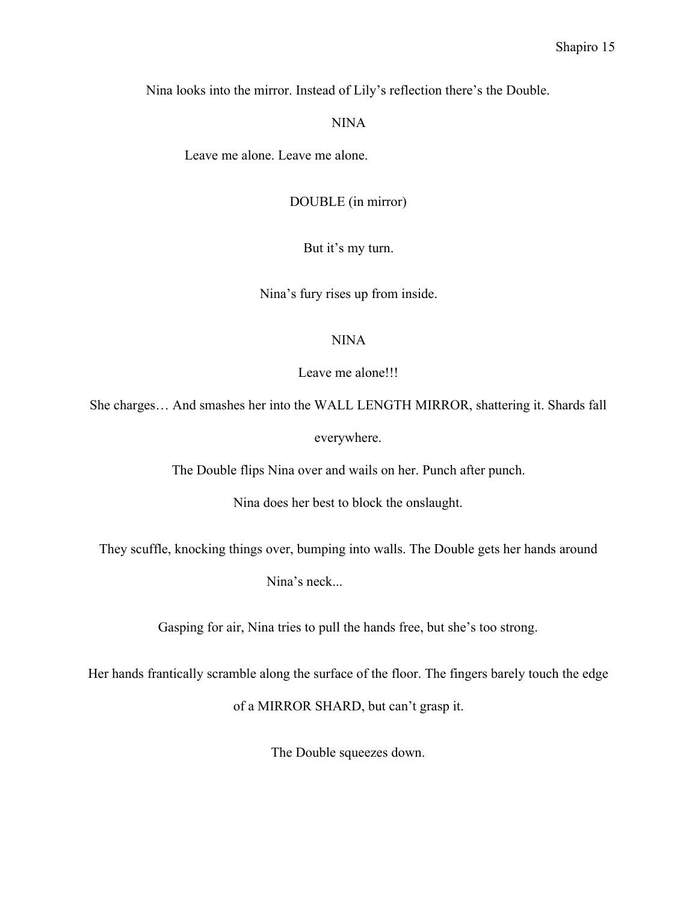Nina looks into the mirror. Instead of Lily's reflection there's the Double.

NINA

Leave me alone. Leave me alone.

DOUBLE (in mirror)

But it's my turn.

Nina's fury rises up from inside.

NINA

Leave me alone!!!

She charges… And smashes her into the WALL LENGTH MIRROR, shattering it. Shards fall everywhere.

The Double flips Nina over and wails on her. Punch after punch.

Nina does her best to block the onslaught.

They scuffle, knocking things over, bumping into walls. The Double gets her hands around Nina's neck...

Gasping for air, Nina tries to pull the hands free, but she's too strong.

Her hands frantically scramble along the surface of the floor. The fingers barely touch the edge of a MIRROR SHARD, but can't grasp it.

The Double squeezes down.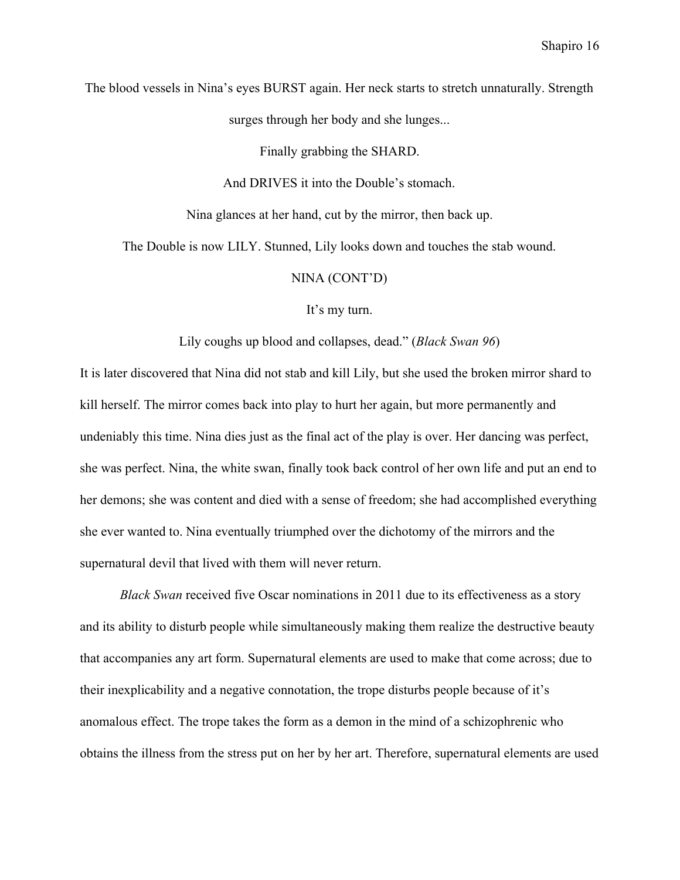The blood vessels in Nina's eyes BURST again. Her neck starts to stretch unnaturally. Strength surges through her body and she lunges...

Finally grabbing the SHARD.

And DRIVES it into the Double's stomach.

Nina glances at her hand, cut by the mirror, then back up.

The Double is now LILY. Stunned, Lily looks down and touches the stab wound.

NINA (CONT'D)

It's my turn.

Lily coughs up blood and collapses, dead." (*Black Swan 96*)

It is later discovered that Nina did not stab and kill Lily, but she used the broken mirror shard to kill herself. The mirror comes back into play to hurt her again, but more permanently and undeniably this time. Nina dies just as the final act of the play is over. Her dancing was perfect, she was perfect. Nina, the white swan, finally took back control of her own life and put an end to her demons; she was content and died with a sense of freedom; she had accomplished everything she ever wanted to. Nina eventually triumphed over the dichotomy of the mirrors and the supernatural devil that lived with them will never return.

*Black Swan* received five Oscar nominations in 2011 due to its effectiveness as a story and its ability to disturb people while simultaneously making them realize the destructive beauty that accompanies any art form. Supernatural elements are used to make that come across; due to their inexplicability and a negative connotation, the trope disturbs people because of it's anomalous effect. The trope takes the form as a demon in the mind of a schizophrenic who obtains the illness from the stress put on her by her art. Therefore, supernatural elements are used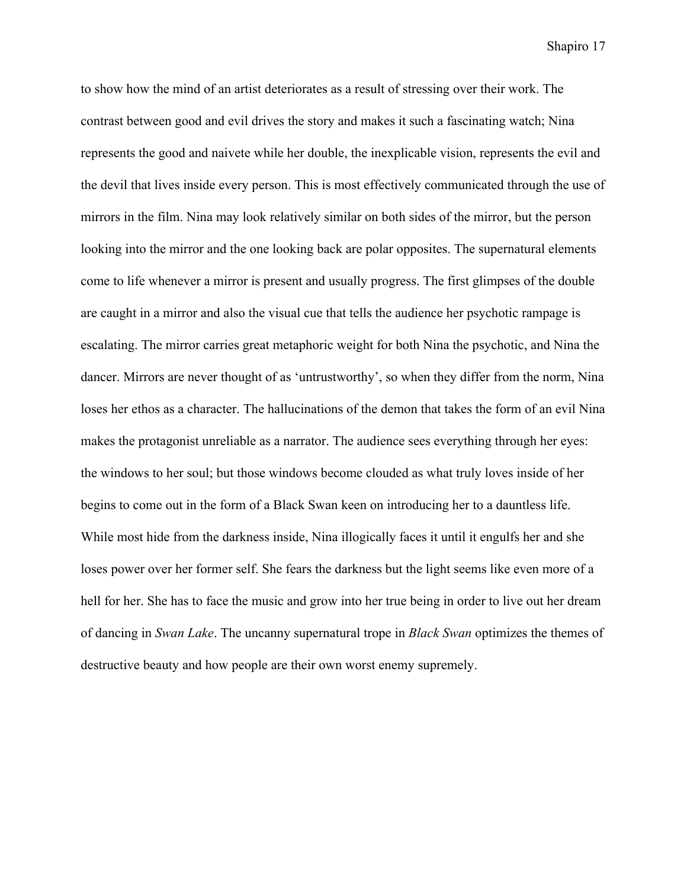to show how the mind of an artist deteriorates as a result of stressing over their work. The contrast between good and evil drives the story and makes it such a fascinating watch; Nina represents the good and naivete while her double, the inexplicable vision, represents the evil and the devil that lives inside every person. This is most effectively communicated through the use of mirrors in the film. Nina may look relatively similar on both sides of the mirror, but the person looking into the mirror and the one looking back are polar opposites. The supernatural elements come to life whenever a mirror is present and usually progress. The first glimpses of the double are caught in a mirror and also the visual cue that tells the audience her psychotic rampage is escalating. The mirror carries great metaphoric weight for both Nina the psychotic, and Nina the dancer. Mirrors are never thought of as 'untrustworthy', so when they differ from the norm, Nina loses her ethos as a character. The hallucinations of the demon that takes the form of an evil Nina makes the protagonist unreliable as a narrator. The audience sees everything through her eyes: the windows to her soul; but those windows become clouded as what truly loves inside of her begins to come out in the form of a Black Swan keen on introducing her to a dauntless life. While most hide from the darkness inside, Nina illogically faces it until it engulfs her and she loses power over her former self. She fears the darkness but the light seems like even more of a hell for her. She has to face the music and grow into her true being in order to live out her dream of dancing in *Swan Lake*. The uncanny supernatural trope in *Black Swan* optimizes the themes of destructive beauty and how people are their own worst enemy supremely.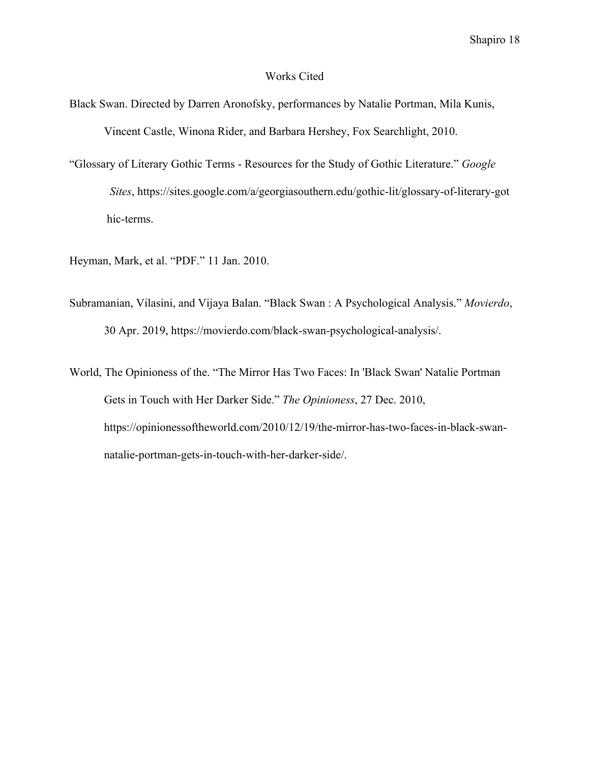# Works Cited

Black Swan. Directed by Darren Aronofsky, performances by Natalie Portman, Mila Kunis, Vincent Castle, Winona Rider, and Barbara Hershey, Fox Searchlight, 2010.

"Glossary of Literary Gothic Terms - Resources for the Study of Gothic Literature." *Google Sites*, https://sites.google.com/a/georgiasouthern.edu/gothic-lit/glossary-of-literary-gothic-terms.

Heyman, Mark, et al. "PDF." 11 Jan. 2010.

Subramanian, Vilasini, and Vijaya Balan. "Black Swan : A Psychological Analysis." *Movierdo*, 30 Apr. 2019, https://movierdo.com/black-swan-psychological-analysis/.

World, The Opinioness of the. "The Mirror Has Two Faces: In 'Black Swan' Natalie Portman Gets in Touch with Her Darker Side." *The Opinioness*, 27 Dec. 2010, https://opinionessoftheworld.com/2010/12/19/the-mirror-has-two-faces-in-black-swan-natalie-portman-gets-in-touch-with-her-darker-side/.